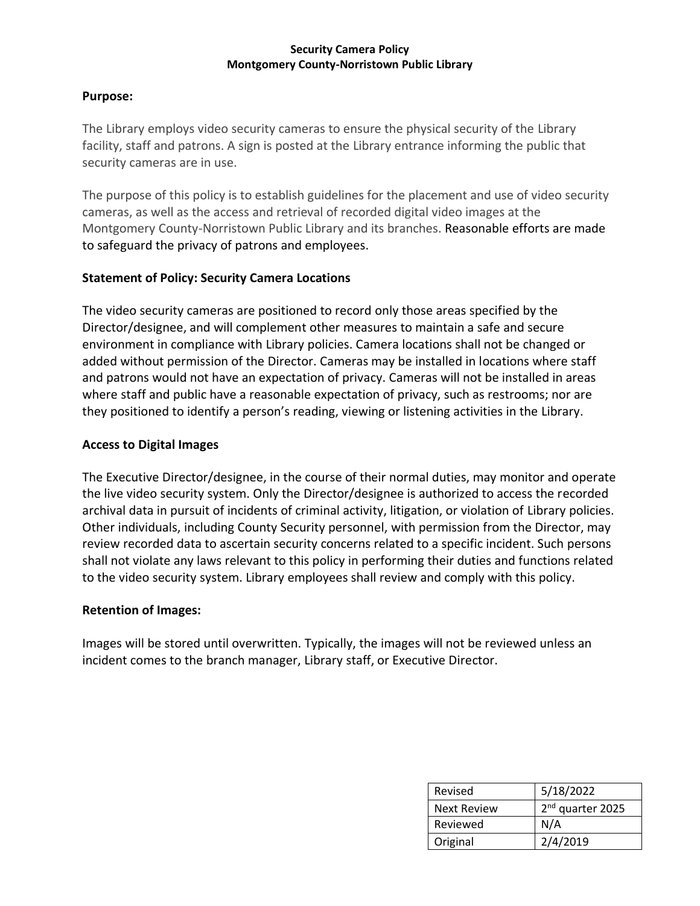**Security Camera Policy**
**Montgomery County-Norristown Public Library**

## Purpose:

The Library employs video security cameras to ensure the physical security of the Library facility, staff and patrons. A sign is posted at the Library entrance informing the public that security cameras are in use.

The purpose of this policy is to establish guidelines for the placement and use of video security cameras, as well as the access and retrieval of recorded digital video images at the Montgomery County-Norristown Public Library and its branches. Reasonable efforts are made to safeguard the privacy of patrons and employees.

## Statement of Policy: Security Camera Locations

The video security cameras are positioned to record only those areas specified by the Director/designee, and will complement other measures to maintain a safe and secure environment in compliance with Library policies. Camera locations shall not be changed or added without permission of the Director. Cameras may be installed in locations where staff and patrons would not have an expectation of privacy. Cameras will not be installed in areas where staff and public have a reasonable expectation of privacy, such as restrooms; nor are they positioned to identify a person's reading, viewing or listening activities in the Library.

## Access to Digital Images

The Executive Director/designee, in the course of their normal duties, may monitor and operate the live video security system. Only the Director/designee is authorized to access the recorded archival data in pursuit of incidents of criminal activity, litigation, or violation of Library policies. Other individuals, including County Security personnel, with permission from the Director, may review recorded data to ascertain security concerns related to a specific incident. Such persons shall not violate any laws relevant to this policy in performing their duties and functions related to the video security system. Library employees shall review and comply with this policy.

## Retention of Images:

Images will be stored until overwritten. Typically, the images will not be reviewed unless an incident comes to the branch manager, Library staff, or Executive Director.

| Revised | 5/18/2022 |
|---|---|
| Next Review | 2nd quarter 2025 |
| Reviewed | N/A |
| Original | 2/4/2019 |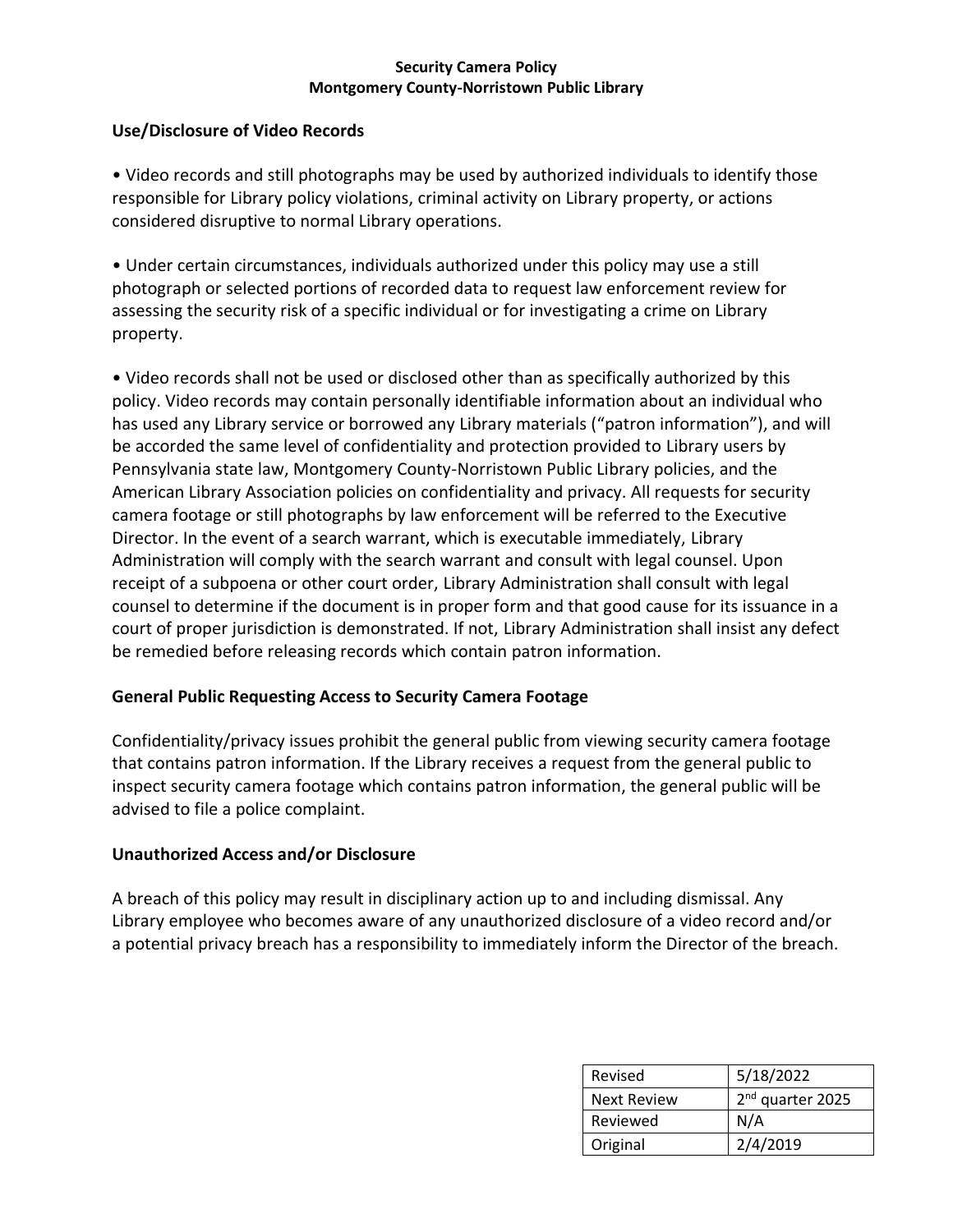**Security Camera Policy**
**Montgomery County-Norristown Public Library**

## Use/Disclosure of Video Records

• Video records and still photographs may be used by authorized individuals to identify those responsible for Library policy violations, criminal activity on Library property, or actions considered disruptive to normal Library operations.

• Under certain circumstances, individuals authorized under this policy may use a still photograph or selected portions of recorded data to request law enforcement review for assessing the security risk of a specific individual or for investigating a crime on Library property.

• Video records shall not be used or disclosed other than as specifically authorized by this policy. Video records may contain personally identifiable information about an individual who has used any Library service or borrowed any Library materials ("patron information"), and will be accorded the same level of confidentiality and protection provided to Library users by Pennsylvania state law, Montgomery County-Norristown Public Library policies, and the American Library Association policies on confidentiality and privacy. All requests for security camera footage or still photographs by law enforcement will be referred to the Executive Director. In the event of a search warrant, which is executable immediately, Library Administration will comply with the search warrant and consult with legal counsel. Upon receipt of a subpoena or other court order, Library Administration shall consult with legal counsel to determine if the document is in proper form and that good cause for its issuance in a court of proper jurisdiction is demonstrated. If not, Library Administration shall insist any defect be remedied before releasing records which contain patron information.

## General Public Requesting Access to Security Camera Footage

Confidentiality/privacy issues prohibit the general public from viewing security camera footage that contains patron information. If the Library receives a request from the general public to inspect security camera footage which contains patron information, the general public will be advised to file a police complaint.

## Unauthorized Access and/or Disclosure

A breach of this policy may result in disciplinary action up to and including dismissal. Any Library employee who becomes aware of any unauthorized disclosure of a video record and/or a potential privacy breach has a responsibility to immediately inform the Director of the breach.

| | |
|---|---|
| Revised | 5/18/2022 |
| Next Review | 2nd quarter 2025 |
| Reviewed | N/A |
| Original | 2/4/2019 |